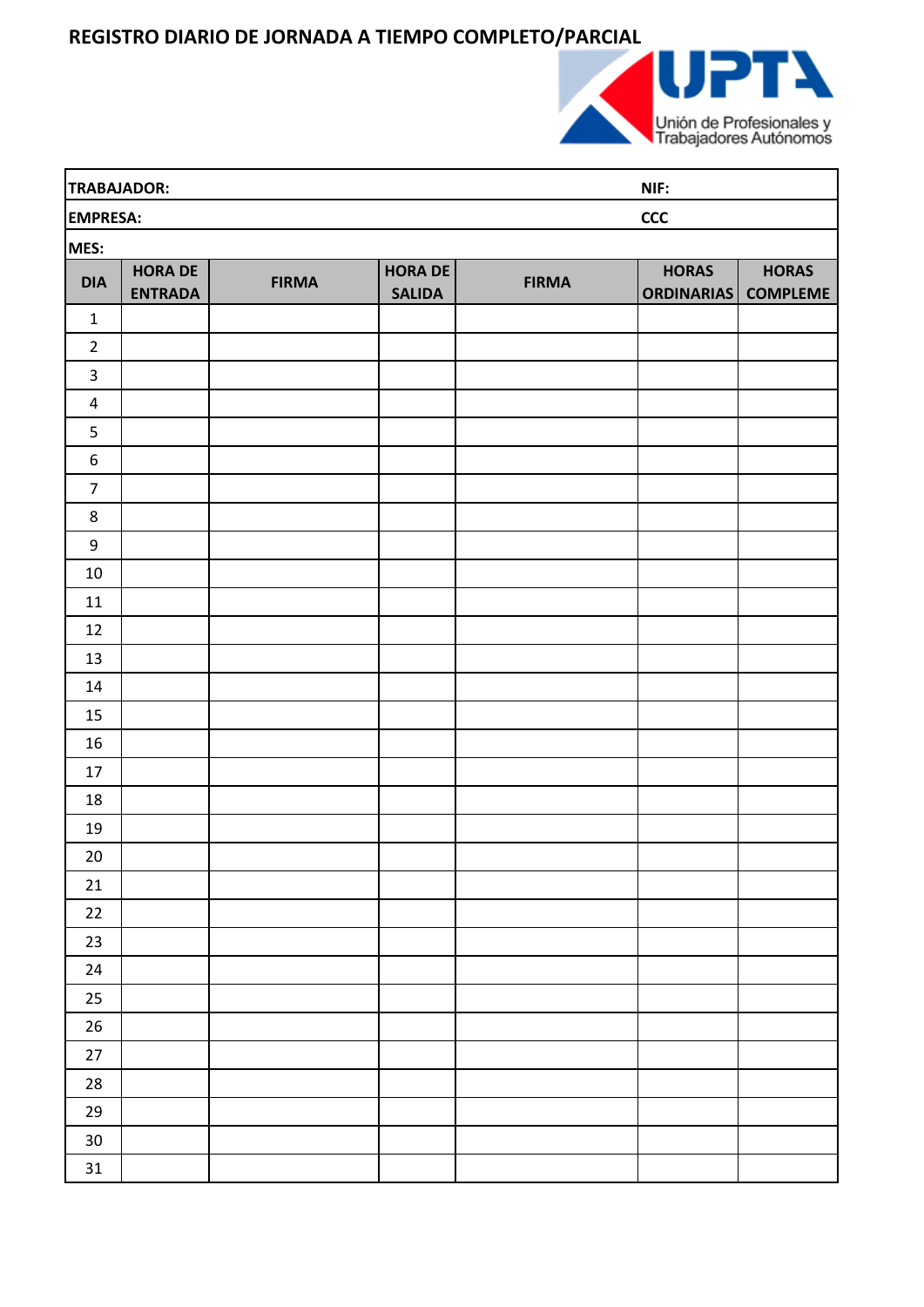# REGISTRO DIARIO DE JORNADA A TIEMPO COMPLETO/PARCIAL

UPTA
Unión de Profesionales y Trabajadores Autónomos

**TRABAJADOR:** **NIF:**

**EMPRESA:** **CCC**

**MES:**

| DIA | HORA DE ENTRADA | FIRMA | HORA DE SALIDA | FIRMA | HORAS ORDINARIAS | HORAS COMPLEME |
|---|---|---|---|---|---|---|
| 1 | | | | | | |
| 2 | | | | | | |
| 3 | | | | | | |
| 4 | | | | | | |
| 5 | | | | | | |
| 6 | | | | | | |
| 7 | | | | | | |
| 8 | | | | | | |
| 9 | | | | | | |
| 10 | | | | | | |
| 11 | | | | | | |
| 12 | | | | | | |
| 13 | | | | | | |
| 14 | | | | | | |
| 15 | | | | | | |
| 16 | | | | | | |
| 17 | | | | | | |
| 18 | | | | | | |
| 19 | | | | | | |
| 20 | | | | | | |
| 21 | | | | | | |
| 22 | | | | | | |
| 23 | | | | | | |
| 24 | | | | | | |
| 25 | | | | | | |
| 26 | | | | | | |
| 27 | | | | | | |
| 28 | | | | | | |
| 29 | | | | | | |
| 30 | | | | | | |
| 31 | | | | | | |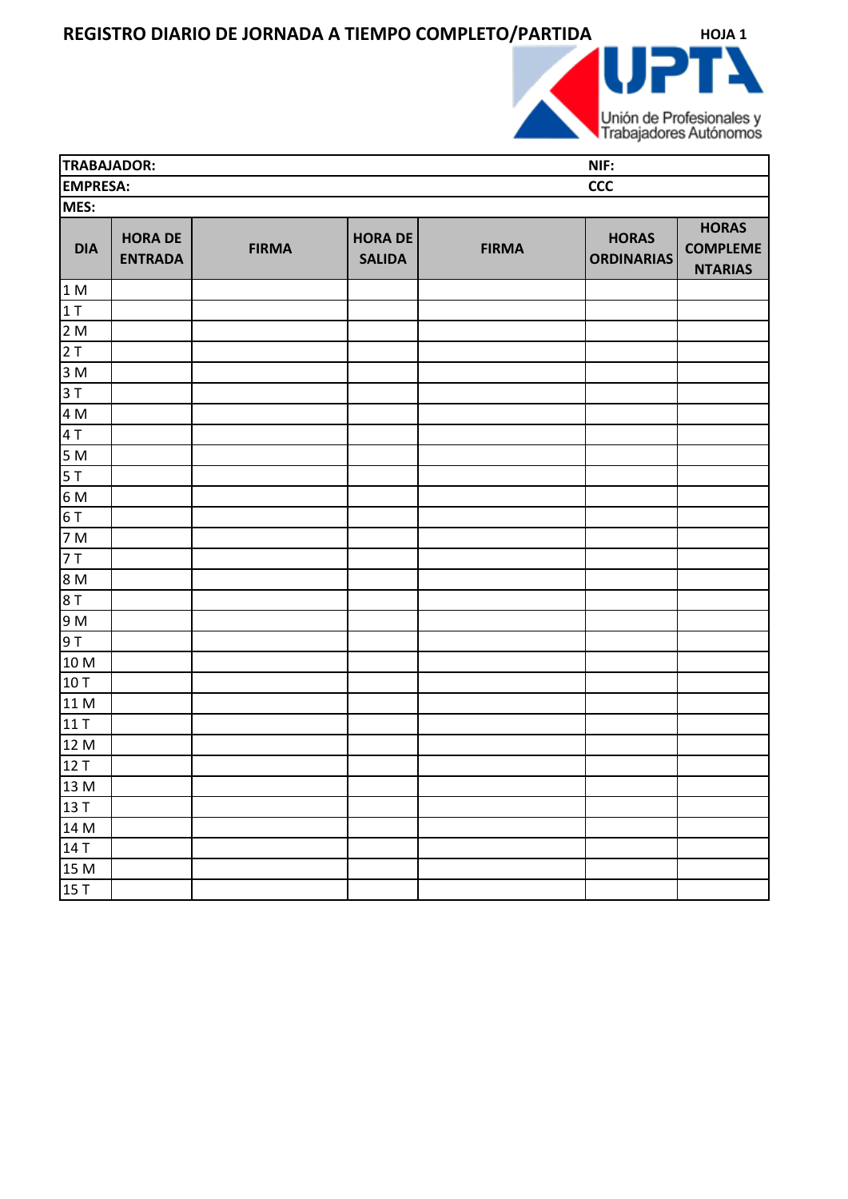# REGISTRO DIARIO DE JORNADA A TIEMPO COMPLETO/PARTIDA

**HOJA 1**

UPTA
Unión de Profesionales y Trabajadores Autónomos

| **TRABAJADOR:** | | | | | **NIF:** | |
|---|---|---|---|---|---|---|
| **EMPRESA:** | | | | | **CCC** | |
| **MES:** | | | | | | |
| **DIA** | **HORA DE ENTRADA** | **FIRMA** | **HORA DE SALIDA** | **FIRMA** | **HORAS ORDINARIAS** | **HORAS COMPLEMENTARIAS** |
| 1 M | | | | | | |
| 1 T | | | | | | |
| 2 M | | | | | | |
| 2 T | | | | | | |
| 3 M | | | | | | |
| 3 T | | | | | | |
| 4 M | | | | | | |
| 4 T | | | | | | |
| 5 M | | | | | | |
| 5 T | | | | | | |
| 6 M | | | | | | |
| 6 T | | | | | | |
| 7 M | | | | | | |
| 7 T | | | | | | |
| 8 M | | | | | | |
| 8 T | | | | | | |
| 9 M | | | | | | |
| 9 T | | | | | | |
| 10 M | | | | | | |
| 10 T | | | | | | |
| 11 M | | | | | | |
| 11 T | | | | | | |
| 12 M | | | | | | |
| 12 T | | | | | | |
| 13 M | | | | | | |
| 13 T | | | | | | |
| 14 M | | | | | | |
| 14 T | | | | | | |
| 15 M | | | | | | |
| 15 T | | | | | | |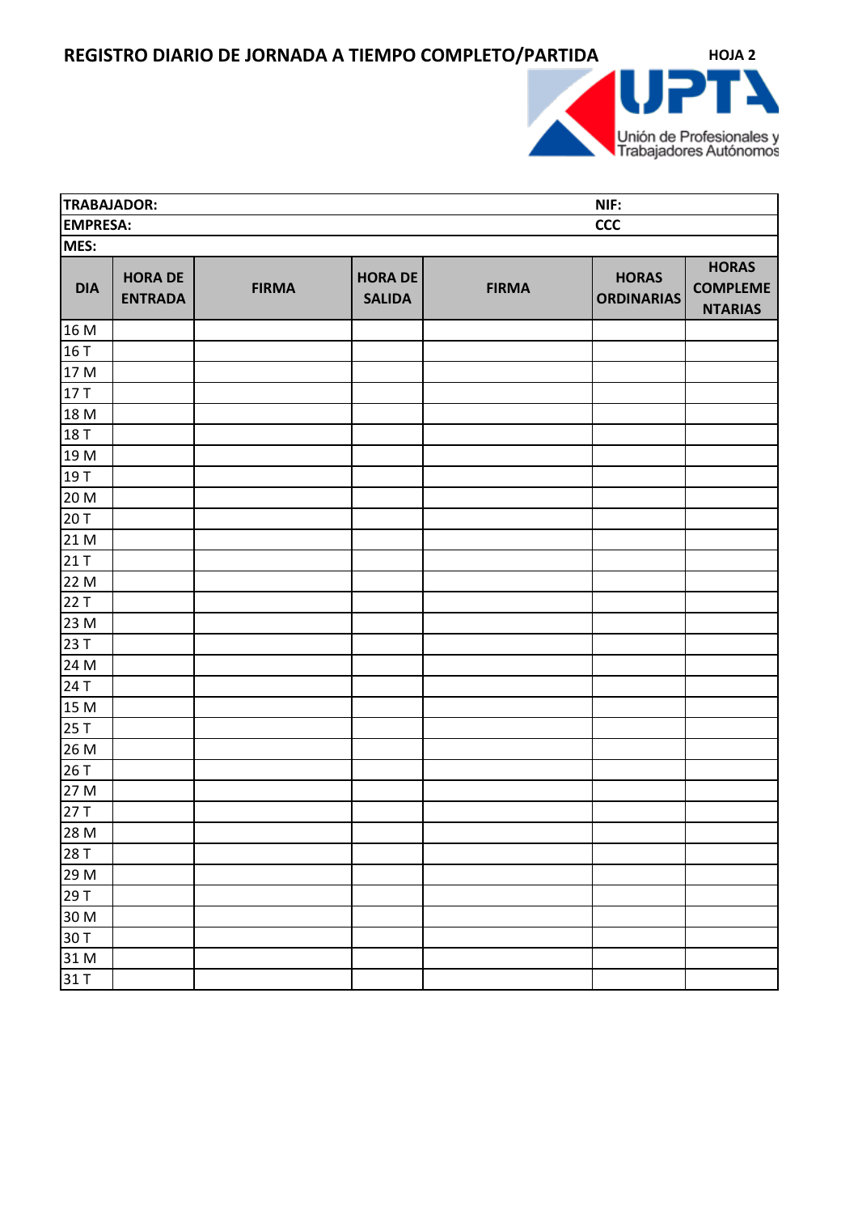# REGISTRO DIARIO DE JORNADA A TIEMPO COMPLETO/PARTIDA

**HOJA 2**

UPTA
Unión de Profesionales y Trabajadores Autónomos

| **TRABAJADOR:** | | | | | **NIF:** | |
|---|---|---|---|---|---|---|
| **EMPRESA:** | | | | | **CCC** | |
| **MES:** | | | | | | |
| **DIA** | **HORA DE ENTRADA** | **FIRMA** | **HORA DE SALIDA** | **FIRMA** | **HORAS ORDINARIAS** | **HORAS COMPLEMENTARIAS** |
| 16 M | | | | | | |
| 16 T | | | | | | |
| 17 M | | | | | | |
| 17 T | | | | | | |
| 18 M | | | | | | |
| 18 T | | | | | | |
| 19 M | | | | | | |
| 19 T | | | | | | |
| 20 M | | | | | | |
| 20 T | | | | | | |
| 21 M | | | | | | |
| 21 T | | | | | | |
| 22 M | | | | | | |
| 22 T | | | | | | |
| 23 M | | | | | | |
| 23 T | | | | | | |
| 24 M | | | | | | |
| 24 T | | | | | | |
| 15 M | | | | | | |
| 25 T | | | | | | |
| 26 M | | | | | | |
| 26 T | | | | | | |
| 27 M | | | | | | |
| 27 T | | | | | | |
| 28 M | | | | | | |
| 28 T | | | | | | |
| 29 M | | | | | | |
| 29 T | | | | | | |
| 30 M | | | | | | |
| 30 T | | | | | | |
| 31 M | | | | | | |
| 31 T | | | | | | |